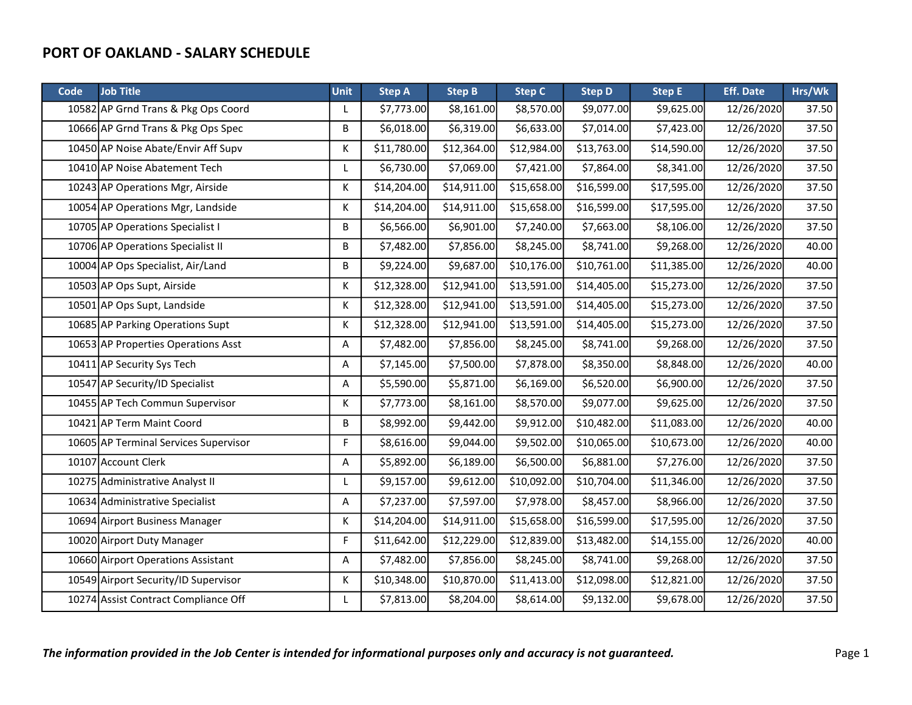# PORT OF OAKLAND - SALARY SCHEDULE

| Code | Job Title | Unit | Step A | Step B | Step C | Step D | Step E | Eff. Date | Hrs/Wk |
|---|---|---|---|---|---|---|---|---|---|
| 10582 | AP Grnd Trans & Pkg Ops Coord | L | $7,773.00 | $8,161.00 | $8,570.00 | $9,077.00 | $9,625.00 | 12/26/2020 | 37.50 |
| 10666 | AP Grnd Trans & Pkg Ops Spec | B | $6,018.00 | $6,319.00 | $6,633.00 | $7,014.00 | $7,423.00 | 12/26/2020 | 37.50 |
| 10450 | AP Noise Abate/Envir Aff Supv | K | $11,780.00 | $12,364.00 | $12,984.00 | $13,763.00 | $14,590.00 | 12/26/2020 | 37.50 |
| 10410 | AP Noise Abatement Tech | L | $6,730.00 | $7,069.00 | $7,421.00 | $7,864.00 | $8,341.00 | 12/26/2020 | 37.50 |
| 10243 | AP Operations Mgr, Airside | K | $14,204.00 | $14,911.00 | $15,658.00 | $16,599.00 | $17,595.00 | 12/26/2020 | 37.50 |
| 10054 | AP Operations Mgr, Landside | K | $14,204.00 | $14,911.00 | $15,658.00 | $16,599.00 | $17,595.00 | 12/26/2020 | 37.50 |
| 10705 | AP Operations Specialist I | B | $6,566.00 | $6,901.00 | $7,240.00 | $7,663.00 | $8,106.00 | 12/26/2020 | 37.50 |
| 10706 | AP Operations Specialist II | B | $7,482.00 | $7,856.00 | $8,245.00 | $8,741.00 | $9,268.00 | 12/26/2020 | 40.00 |
| 10004 | AP Ops Specialist, Air/Land | B | $9,224.00 | $9,687.00 | $10,176.00 | $10,761.00 | $11,385.00 | 12/26/2020 | 40.00 |
| 10503 | AP Ops Supt, Airside | K | $12,328.00 | $12,941.00 | $13,591.00 | $14,405.00 | $15,273.00 | 12/26/2020 | 37.50 |
| 10501 | AP Ops Supt, Landside | K | $12,328.00 | $12,941.00 | $13,591.00 | $14,405.00 | $15,273.00 | 12/26/2020 | 37.50 |
| 10685 | AP Parking Operations Supt | K | $12,328.00 | $12,941.00 | $13,591.00 | $14,405.00 | $15,273.00 | 12/26/2020 | 37.50 |
| 10653 | AP Properties Operations Asst | A | $7,482.00 | $7,856.00 | $8,245.00 | $8,741.00 | $9,268.00 | 12/26/2020 | 37.50 |
| 10411 | AP Security Sys Tech | A | $7,145.00 | $7,500.00 | $7,878.00 | $8,350.00 | $8,848.00 | 12/26/2020 | 40.00 |
| 10547 | AP Security/ID Specialist | A | $5,590.00 | $5,871.00 | $6,169.00 | $6,520.00 | $6,900.00 | 12/26/2020 | 37.50 |
| 10455 | AP Tech Commun Supervisor | K | $7,773.00 | $8,161.00 | $8,570.00 | $9,077.00 | $9,625.00 | 12/26/2020 | 37.50 |
| 10421 | AP Term Maint Coord | B | $8,992.00 | $9,442.00 | $9,912.00 | $10,482.00 | $11,083.00 | 12/26/2020 | 40.00 |
| 10605 | AP Terminal Services Supervisor | F | $8,616.00 | $9,044.00 | $9,502.00 | $10,065.00 | $10,673.00 | 12/26/2020 | 40.00 |
| 10107 | Account Clerk | A | $5,892.00 | $6,189.00 | $6,500.00 | $6,881.00 | $7,276.00 | 12/26/2020 | 37.50 |
| 10275 | Administrative Analyst II | L | $9,157.00 | $9,612.00 | $10,092.00 | $10,704.00 | $11,346.00 | 12/26/2020 | 37.50 |
| 10634 | Administrative Specialist | A | $7,237.00 | $7,597.00 | $7,978.00 | $8,457.00 | $8,966.00 | 12/26/2020 | 37.50 |
| 10694 | Airport Business Manager | K | $14,204.00 | $14,911.00 | $15,658.00 | $16,599.00 | $17,595.00 | 12/26/2020 | 37.50 |
| 10020 | Airport Duty Manager | F | $11,642.00 | $12,229.00 | $12,839.00 | $13,482.00 | $14,155.00 | 12/26/2020 | 40.00 |
| 10660 | Airport Operations Assistant | A | $7,482.00 | $7,856.00 | $8,245.00 | $8,741.00 | $9,268.00 | 12/26/2020 | 37.50 |
| 10549 | Airport Security/ID Supervisor | K | $10,348.00 | $10,870.00 | $11,413.00 | $12,098.00 | $12,821.00 | 12/26/2020 | 37.50 |
| 10274 | Assist Contract Compliance Off | L | $7,813.00 | $8,204.00 | $8,614.00 | $9,132.00 | $9,678.00 | 12/26/2020 | 37.50 |

***The information provided in the Job Center is intended for informational purposes only and accuracy is not guaranteed.***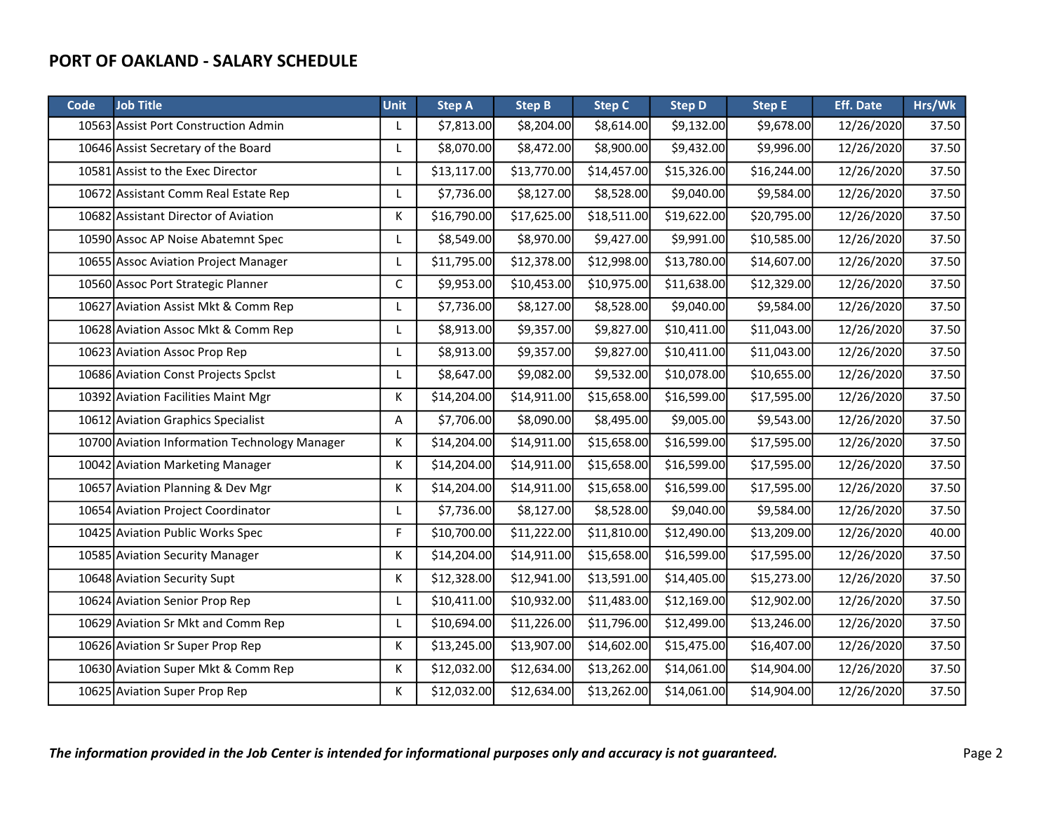## PORT OF OAKLAND - SALARY SCHEDULE

| Code | Job Title | Unit | Step A | Step B | Step C | Step D | Step E | Eff. Date | Hrs/Wk |
|---|---|---|---|---|---|---|---|---|---|
| 10563 | Assist Port Construction Admin | L | $7,813.00 | $8,204.00 | $8,614.00 | $9,132.00 | $9,678.00 | 12/26/2020 | 37.50 |
| 10646 | Assist Secretary of the Board | L | $8,070.00 | $8,472.00 | $8,900.00 | $9,432.00 | $9,996.00 | 12/26/2020 | 37.50 |
| 10581 | Assist to the Exec Director | L | $13,117.00 | $13,770.00 | $14,457.00 | $15,326.00 | $16,244.00 | 12/26/2020 | 37.50 |
| 10672 | Assistant Comm Real Estate Rep | L | $7,736.00 | $8,127.00 | $8,528.00 | $9,040.00 | $9,584.00 | 12/26/2020 | 37.50 |
| 10682 | Assistant Director of Aviation | K | $16,790.00 | $17,625.00 | $18,511.00 | $19,622.00 | $20,795.00 | 12/26/2020 | 37.50 |
| 10590 | Assoc AP Noise Abatemnt Spec | L | $8,549.00 | $8,970.00 | $9,427.00 | $9,991.00 | $10,585.00 | 12/26/2020 | 37.50 |
| 10655 | Assoc Aviation Project Manager | L | $11,795.00 | $12,378.00 | $12,998.00 | $13,780.00 | $14,607.00 | 12/26/2020 | 37.50 |
| 10560 | Assoc Port Strategic Planner | C | $9,953.00 | $10,453.00 | $10,975.00 | $11,638.00 | $12,329.00 | 12/26/2020 | 37.50 |
| 10627 | Aviation Assist Mkt & Comm Rep | L | $7,736.00 | $8,127.00 | $8,528.00 | $9,040.00 | $9,584.00 | 12/26/2020 | 37.50 |
| 10628 | Aviation Assoc Mkt & Comm Rep | L | $8,913.00 | $9,357.00 | $9,827.00 | $10,411.00 | $11,043.00 | 12/26/2020 | 37.50 |
| 10623 | Aviation Assoc Prop Rep | L | $8,913.00 | $9,357.00 | $9,827.00 | $10,411.00 | $11,043.00 | 12/26/2020 | 37.50 |
| 10686 | Aviation Const Projects Spclst | L | $8,647.00 | $9,082.00 | $9,532.00 | $10,078.00 | $10,655.00 | 12/26/2020 | 37.50 |
| 10392 | Aviation Facilities Maint Mgr | K | $14,204.00 | $14,911.00 | $15,658.00 | $16,599.00 | $17,595.00 | 12/26/2020 | 37.50 |
| 10612 | Aviation Graphics Specialist | A | $7,706.00 | $8,090.00 | $8,495.00 | $9,005.00 | $9,543.00 | 12/26/2020 | 37.50 |
| 10700 | Aviation Information Technology Manager | K | $14,204.00 | $14,911.00 | $15,658.00 | $16,599.00 | $17,595.00 | 12/26/2020 | 37.50 |
| 10042 | Aviation Marketing Manager | K | $14,204.00 | $14,911.00 | $15,658.00 | $16,599.00 | $17,595.00 | 12/26/2020 | 37.50 |
| 10657 | Aviation Planning & Dev Mgr | K | $14,204.00 | $14,911.00 | $15,658.00 | $16,599.00 | $17,595.00 | 12/26/2020 | 37.50 |
| 10654 | Aviation Project Coordinator | L | $7,736.00 | $8,127.00 | $8,528.00 | $9,040.00 | $9,584.00 | 12/26/2020 | 37.50 |
| 10425 | Aviation Public Works Spec | F | $10,700.00 | $11,222.00 | $11,810.00 | $12,490.00 | $13,209.00 | 12/26/2020 | 40.00 |
| 10585 | Aviation Security Manager | K | $14,204.00 | $14,911.00 | $15,658.00 | $16,599.00 | $17,595.00 | 12/26/2020 | 37.50 |
| 10648 | Aviation Security Supt | K | $12,328.00 | $12,941.00 | $13,591.00 | $14,405.00 | $15,273.00 | 12/26/2020 | 37.50 |
| 10624 | Aviation Senior Prop Rep | L | $10,411.00 | $10,932.00 | $11,483.00 | $12,169.00 | $12,902.00 | 12/26/2020 | 37.50 |
| 10629 | Aviation Sr Mkt and Comm Rep | L | $10,694.00 | $11,226.00 | $11,796.00 | $12,499.00 | $13,246.00 | 12/26/2020 | 37.50 |
| 10626 | Aviation Sr Super Prop Rep | K | $13,245.00 | $13,907.00 | $14,602.00 | $15,475.00 | $16,407.00 | 12/26/2020 | 37.50 |
| 10630 | Aviation Super Mkt & Comm Rep | K | $12,032.00 | $12,634.00 | $13,262.00 | $14,061.00 | $14,904.00 | 12/26/2020 | 37.50 |
| 10625 | Aviation Super Prop Rep | K | $12,032.00 | $12,634.00 | $13,262.00 | $14,061.00 | $14,904.00 | 12/26/2020 | 37.50 |

***The information provided in the Job Center is intended for informational purposes only and accuracy is not guaranteed.***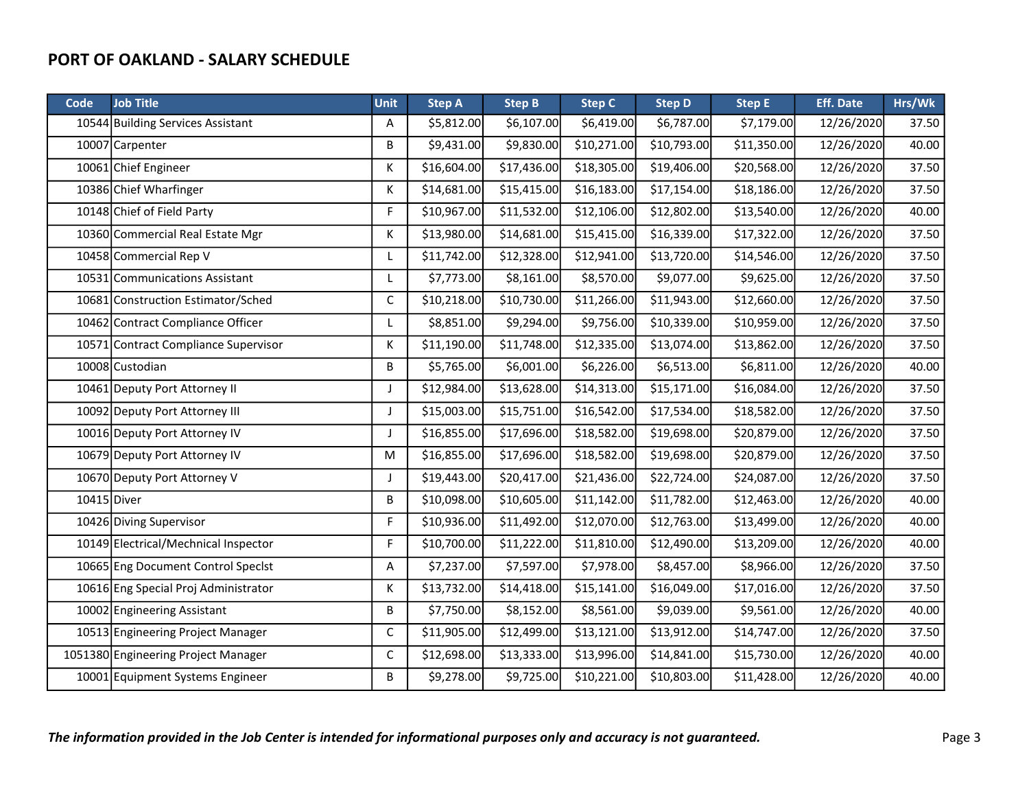## PORT OF OAKLAND - SALARY SCHEDULE

| Code | Job Title | Unit | Step A | Step B | Step C | Step D | Step E | Eff. Date | Hrs/Wk |
|---|---|---|---|---|---|---|---|---|---|
| 10544 | Building Services Assistant | A | $5,812.00 | $6,107.00 | $6,419.00 | $6,787.00 | $7,179.00 | 12/26/2020 | 37.50 |
| 10007 | Carpenter | B | $9,431.00 | $9,830.00 | $10,271.00 | $10,793.00 | $11,350.00 | 12/26/2020 | 40.00 |
| 10061 | Chief Engineer | K | $16,604.00 | $17,436.00 | $18,305.00 | $19,406.00 | $20,568.00 | 12/26/2020 | 37.50 |
| 10386 | Chief Wharfinger | K | $14,681.00 | $15,415.00 | $16,183.00 | $17,154.00 | $18,186.00 | 12/26/2020 | 37.50 |
| 10148 | Chief of Field Party | F | $10,967.00 | $11,532.00 | $12,106.00 | $12,802.00 | $13,540.00 | 12/26/2020 | 40.00 |
| 10360 | Commercial Real Estate Mgr | K | $13,980.00 | $14,681.00 | $15,415.00 | $16,339.00 | $17,322.00 | 12/26/2020 | 37.50 |
| 10458 | Commercial Rep V | L | $11,742.00 | $12,328.00 | $12,941.00 | $13,720.00 | $14,546.00 | 12/26/2020 | 37.50 |
| 10531 | Communications Assistant | L | $7,773.00 | $8,161.00 | $8,570.00 | $9,077.00 | $9,625.00 | 12/26/2020 | 37.50 |
| 10681 | Construction Estimator/Sched | C | $10,218.00 | $10,730.00 | $11,266.00 | $11,943.00 | $12,660.00 | 12/26/2020 | 37.50 |
| 10462 | Contract Compliance Officer | L | $8,851.00 | $9,294.00 | $9,756.00 | $10,339.00 | $10,959.00 | 12/26/2020 | 37.50 |
| 10571 | Contract Compliance Supervisor | K | $11,190.00 | $11,748.00 | $12,335.00 | $13,074.00 | $13,862.00 | 12/26/2020 | 37.50 |
| 10008 | Custodian | B | $5,765.00 | $6,001.00 | $6,226.00 | $6,513.00 | $6,811.00 | 12/26/2020 | 40.00 |
| 10461 | Deputy Port Attorney II | J | $12,984.00 | $13,628.00 | $14,313.00 | $15,171.00 | $16,084.00 | 12/26/2020 | 37.50 |
| 10092 | Deputy Port Attorney III | J | $15,003.00 | $15,751.00 | $16,542.00 | $17,534.00 | $18,582.00 | 12/26/2020 | 37.50 |
| 10016 | Deputy Port Attorney IV | J | $16,855.00 | $17,696.00 | $18,582.00 | $19,698.00 | $20,879.00 | 12/26/2020 | 37.50 |
| 10679 | Deputy Port Attorney IV | M | $16,855.00 | $17,696.00 | $18,582.00 | $19,698.00 | $20,879.00 | 12/26/2020 | 37.50 |
| 10670 | Deputy Port Attorney V | J | $19,443.00 | $20,417.00 | $21,436.00 | $22,724.00 | $24,087.00 | 12/26/2020 | 37.50 |
| 10415 | Diver | B | $10,098.00 | $10,605.00 | $11,142.00 | $11,782.00 | $12,463.00 | 12/26/2020 | 40.00 |
| 10426 | Diving Supervisor | F | $10,936.00 | $11,492.00 | $12,070.00 | $12,763.00 | $13,499.00 | 12/26/2020 | 40.00 |
| 10149 | Electrical/Mechnical Inspector | F | $10,700.00 | $11,222.00 | $11,810.00 | $12,490.00 | $13,209.00 | 12/26/2020 | 40.00 |
| 10665 | Eng Document Control Speclst | A | $7,237.00 | $7,597.00 | $7,978.00 | $8,457.00 | $8,966.00 | 12/26/2020 | 37.50 |
| 10616 | Eng Special Proj Administrator | K | $13,732.00 | $14,418.00 | $15,141.00 | $16,049.00 | $17,016.00 | 12/26/2020 | 37.50 |
| 10002 | Engineering Assistant | B | $7,750.00 | $8,152.00 | $8,561.00 | $9,039.00 | $9,561.00 | 12/26/2020 | 40.00 |
| 10513 | Engineering Project Manager | C | $11,905.00 | $12,499.00 | $13,121.00 | $13,912.00 | $14,747.00 | 12/26/2020 | 37.50 |
| 1051380 | Engineering Project Manager | C | $12,698.00 | $13,333.00 | $13,996.00 | $14,841.00 | $15,730.00 | 12/26/2020 | 40.00 |
| 10001 | Equipment Systems Engineer | B | $9,278.00 | $9,725.00 | $10,221.00 | $10,803.00 | $11,428.00 | 12/26/2020 | 40.00 |

***The information provided in the Job Center is intended for informational purposes only and accuracy is not guaranteed.***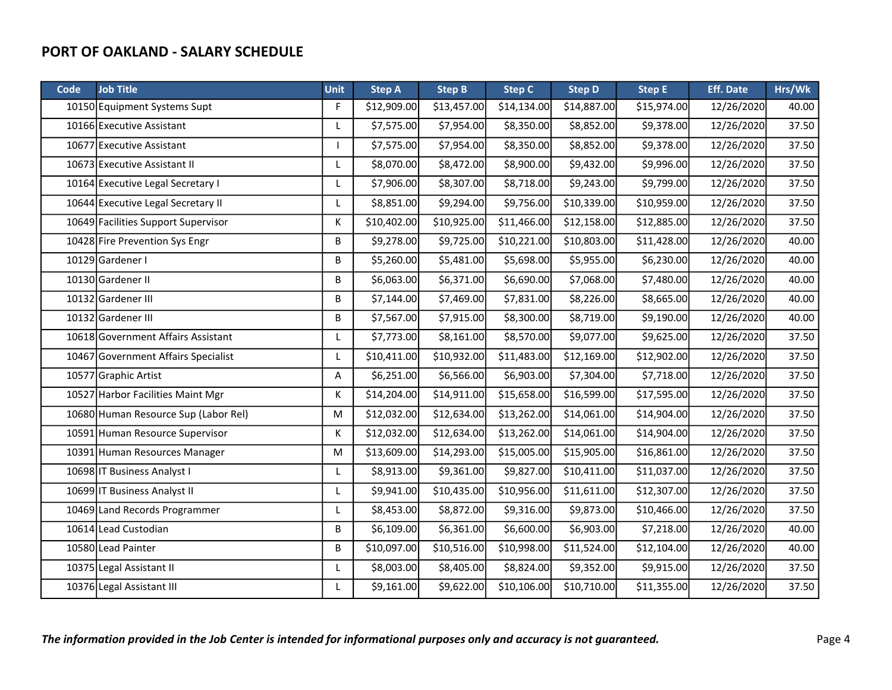# PORT OF OAKLAND - SALARY SCHEDULE

| Code | Job Title | Unit | Step A | Step B | Step C | Step D | Step E | Eff. Date | Hrs/Wk |
|---|---|---|---|---|---|---|---|---|---|
| 10150 | Equipment Systems Supt | F | $12,909.00 | $13,457.00 | $14,134.00 | $14,887.00 | $15,974.00 | 12/26/2020 | 40.00 |
| 10166 | Executive Assistant | L | $7,575.00 | $7,954.00 | $8,350.00 | $8,852.00 | $9,378.00 | 12/26/2020 | 37.50 |
| 10677 | Executive Assistant | I | $7,575.00 | $7,954.00 | $8,350.00 | $8,852.00 | $9,378.00 | 12/26/2020 | 37.50 |
| 10673 | Executive Assistant II | L | $8,070.00 | $8,472.00 | $8,900.00 | $9,432.00 | $9,996.00 | 12/26/2020 | 37.50 |
| 10164 | Executive Legal Secretary I | L | $7,906.00 | $8,307.00 | $8,718.00 | $9,243.00 | $9,799.00 | 12/26/2020 | 37.50 |
| 10644 | Executive Legal Secretary II | L | $8,851.00 | $9,294.00 | $9,756.00 | $10,339.00 | $10,959.00 | 12/26/2020 | 37.50 |
| 10649 | Facilities Support Supervisor | K | $10,402.00 | $10,925.00 | $11,466.00 | $12,158.00 | $12,885.00 | 12/26/2020 | 37.50 |
| 10428 | Fire Prevention Sys Engr | B | $9,278.00 | $9,725.00 | $10,221.00 | $10,803.00 | $11,428.00 | 12/26/2020 | 40.00 |
| 10129 | Gardener I | B | $5,260.00 | $5,481.00 | $5,698.00 | $5,955.00 | $6,230.00 | 12/26/2020 | 40.00 |
| 10130 | Gardener II | B | $6,063.00 | $6,371.00 | $6,690.00 | $7,068.00 | $7,480.00 | 12/26/2020 | 40.00 |
| 10132 | Gardener III | B | $7,144.00 | $7,469.00 | $7,831.00 | $8,226.00 | $8,665.00 | 12/26/2020 | 40.00 |
| 10132 | Gardener III | B | $7,567.00 | $7,915.00 | $8,300.00 | $8,719.00 | $9,190.00 | 12/26/2020 | 40.00 |
| 10618 | Government Affairs Assistant | L | $7,773.00 | $8,161.00 | $8,570.00 | $9,077.00 | $9,625.00 | 12/26/2020 | 37.50 |
| 10467 | Government Affairs Specialist | L | $10,411.00 | $10,932.00 | $11,483.00 | $12,169.00 | $12,902.00 | 12/26/2020 | 37.50 |
| 10577 | Graphic Artist | A | $6,251.00 | $6,566.00 | $6,903.00 | $7,304.00 | $7,718.00 | 12/26/2020 | 37.50 |
| 10527 | Harbor Facilities Maint Mgr | K | $14,204.00 | $14,911.00 | $15,658.00 | $16,599.00 | $17,595.00 | 12/26/2020 | 37.50 |
| 10680 | Human Resource Sup (Labor Rel) | M | $12,032.00 | $12,634.00 | $13,262.00 | $14,061.00 | $14,904.00 | 12/26/2020 | 37.50 |
| 10591 | Human Resource Supervisor | K | $12,032.00 | $12,634.00 | $13,262.00 | $14,061.00 | $14,904.00 | 12/26/2020 | 37.50 |
| 10391 | Human Resources Manager | M | $13,609.00 | $14,293.00 | $15,005.00 | $15,905.00 | $16,861.00 | 12/26/2020 | 37.50 |
| 10698 | IT Business Analyst I | L | $8,913.00 | $9,361.00 | $9,827.00 | $10,411.00 | $11,037.00 | 12/26/2020 | 37.50 |
| 10699 | IT Business Analyst II | L | $9,941.00 | $10,435.00 | $10,956.00 | $11,611.00 | $12,307.00 | 12/26/2020 | 37.50 |
| 10469 | Land Records Programmer | L | $8,453.00 | $8,872.00 | $9,316.00 | $9,873.00 | $10,466.00 | 12/26/2020 | 37.50 |
| 10614 | Lead Custodian | B | $6,109.00 | $6,361.00 | $6,600.00 | $6,903.00 | $7,218.00 | 12/26/2020 | 40.00 |
| 10580 | Lead Painter | B | $10,097.00 | $10,516.00 | $10,998.00 | $11,524.00 | $12,104.00 | 12/26/2020 | 40.00 |
| 10375 | Legal Assistant II | L | $8,003.00 | $8,405.00 | $8,824.00 | $9,352.00 | $9,915.00 | 12/26/2020 | 37.50 |
| 10376 | Legal Assistant III | L | $9,161.00 | $9,622.00 | $10,106.00 | $10,710.00 | $11,355.00 | 12/26/2020 | 37.50 |

*The information provided in the Job Center is intended for informational purposes only and accuracy is not guaranteed.*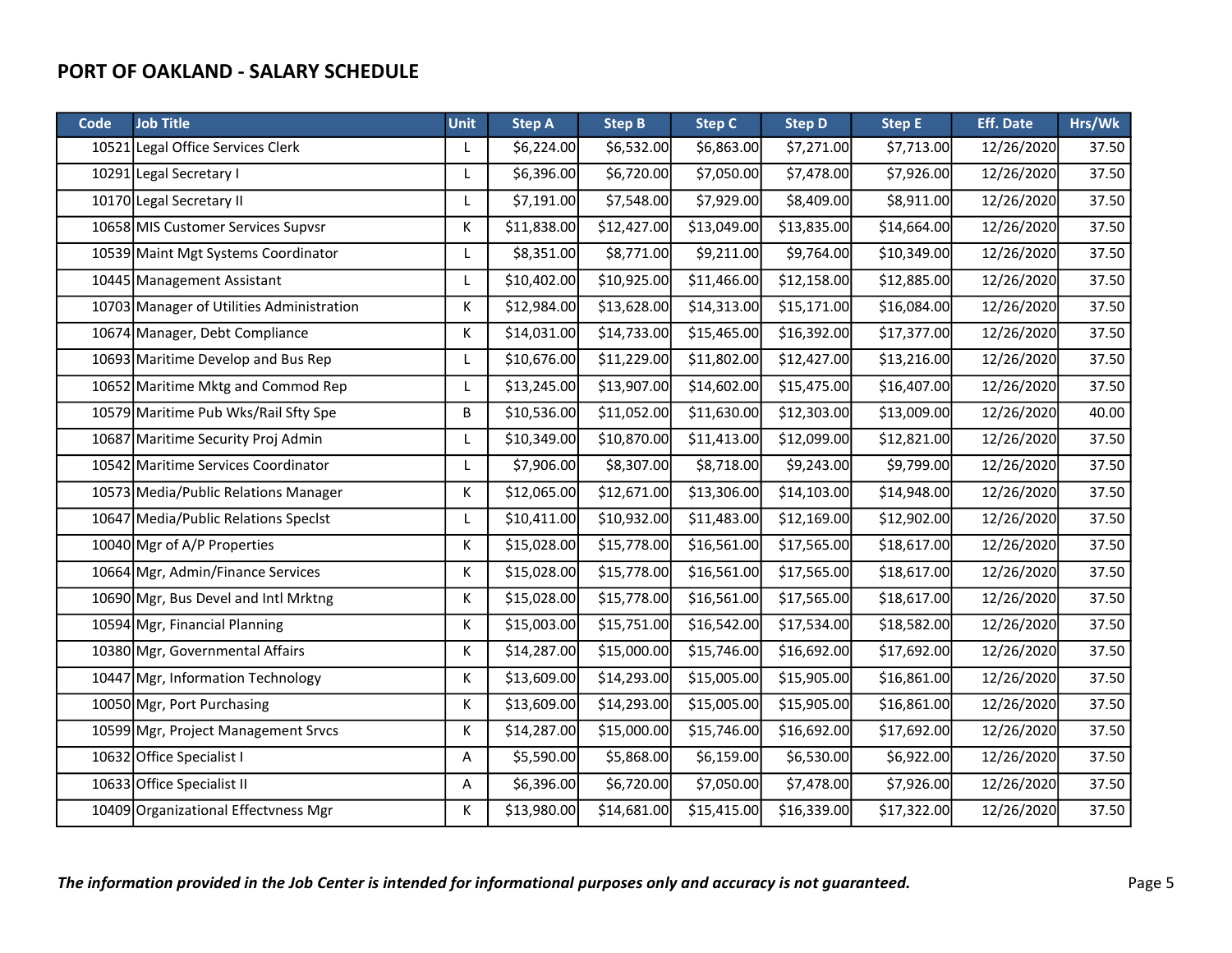## PORT OF OAKLAND - SALARY SCHEDULE

| Code | Job Title | Unit | Step A | Step B | Step C | Step D | Step E | Eff. Date | Hrs/Wk |
|---|---|---|---|---|---|---|---|---|---|
| 10521 | Legal Office Services Clerk | L | $6,224.00 | $6,532.00 | $6,863.00 | $7,271.00 | $7,713.00 | 12/26/2020 | 37.50 |
| 10291 | Legal Secretary I | L | $6,396.00 | $6,720.00 | $7,050.00 | $7,478.00 | $7,926.00 | 12/26/2020 | 37.50 |
| 10170 | Legal Secretary II | L | $7,191.00 | $7,548.00 | $7,929.00 | $8,409.00 | $8,911.00 | 12/26/2020 | 37.50 |
| 10658 | MIS Customer Services Supvsr | K | $11,838.00 | $12,427.00 | $13,049.00 | $13,835.00 | $14,664.00 | 12/26/2020 | 37.50 |
| 10539 | Maint Mgt Systems Coordinator | L | $8,351.00 | $8,771.00 | $9,211.00 | $9,764.00 | $10,349.00 | 12/26/2020 | 37.50 |
| 10445 | Management Assistant | L | $10,402.00 | $10,925.00 | $11,466.00 | $12,158.00 | $12,885.00 | 12/26/2020 | 37.50 |
| 10703 | Manager of Utilities Administration | K | $12,984.00 | $13,628.00 | $14,313.00 | $15,171.00 | $16,084.00 | 12/26/2020 | 37.50 |
| 10674 | Manager, Debt Compliance | K | $14,031.00 | $14,733.00 | $15,465.00 | $16,392.00 | $17,377.00 | 12/26/2020 | 37.50 |
| 10693 | Maritime Develop and Bus Rep | L | $10,676.00 | $11,229.00 | $11,802.00 | $12,427.00 | $13,216.00 | 12/26/2020 | 37.50 |
| 10652 | Maritime Mktg and Commod Rep | L | $13,245.00 | $13,907.00 | $14,602.00 | $15,475.00 | $16,407.00 | 12/26/2020 | 37.50 |
| 10579 | Maritime Pub Wks/Rail Sfty Spe | B | $10,536.00 | $11,052.00 | $11,630.00 | $12,303.00 | $13,009.00 | 12/26/2020 | 40.00 |
| 10687 | Maritime Security Proj Admin | L | $10,349.00 | $10,870.00 | $11,413.00 | $12,099.00 | $12,821.00 | 12/26/2020 | 37.50 |
| 10542 | Maritime Services Coordinator | L | $7,906.00 | $8,307.00 | $8,718.00 | $9,243.00 | $9,799.00 | 12/26/2020 | 37.50 |
| 10573 | Media/Public Relations Manager | K | $12,065.00 | $12,671.00 | $13,306.00 | $14,103.00 | $14,948.00 | 12/26/2020 | 37.50 |
| 10647 | Media/Public Relations Speclst | L | $10,411.00 | $10,932.00 | $11,483.00 | $12,169.00 | $12,902.00 | 12/26/2020 | 37.50 |
| 10040 | Mgr of A/P Properties | K | $15,028.00 | $15,778.00 | $16,561.00 | $17,565.00 | $18,617.00 | 12/26/2020 | 37.50 |
| 10664 | Mgr, Admin/Finance Services | K | $15,028.00 | $15,778.00 | $16,561.00 | $17,565.00 | $18,617.00 | 12/26/2020 | 37.50 |
| 10690 | Mgr, Bus Devel and Intl Mrktng | K | $15,028.00 | $15,778.00 | $16,561.00 | $17,565.00 | $18,617.00 | 12/26/2020 | 37.50 |
| 10594 | Mgr, Financial Planning | K | $15,003.00 | $15,751.00 | $16,542.00 | $17,534.00 | $18,582.00 | 12/26/2020 | 37.50 |
| 10380 | Mgr, Governmental Affairs | K | $14,287.00 | $15,000.00 | $15,746.00 | $16,692.00 | $17,692.00 | 12/26/2020 | 37.50 |
| 10447 | Mgr, Information Technology | K | $13,609.00 | $14,293.00 | $15,005.00 | $15,905.00 | $16,861.00 | 12/26/2020 | 37.50 |
| 10050 | Mgr, Port Purchasing | K | $13,609.00 | $14,293.00 | $15,005.00 | $15,905.00 | $16,861.00 | 12/26/2020 | 37.50 |
| 10599 | Mgr, Project Management Srvcs | K | $14,287.00 | $15,000.00 | $15,746.00 | $16,692.00 | $17,692.00 | 12/26/2020 | 37.50 |
| 10632 | Office Specialist I | A | $5,590.00 | $5,868.00 | $6,159.00 | $6,530.00 | $6,922.00 | 12/26/2020 | 37.50 |
| 10633 | Office Specialist II | A | $6,396.00 | $6,720.00 | $7,050.00 | $7,478.00 | $7,926.00 | 12/26/2020 | 37.50 |
| 10409 | Organizational Effectvness Mgr | K | $13,980.00 | $14,681.00 | $15,415.00 | $16,339.00 | $17,322.00 | 12/26/2020 | 37.50 |

*The information provided in the Job Center is intended for informational purposes only and accuracy is not guaranteed.*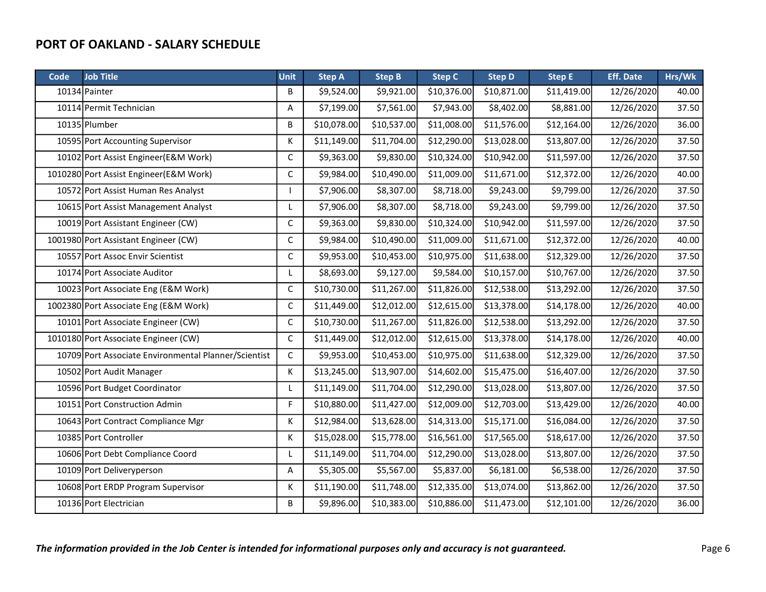## PORT OF OAKLAND - SALARY SCHEDULE

| Code | Job Title | Unit | Step A | Step B | Step C | Step D | Step E | Eff. Date | Hrs/Wk |
|---|---|---|---|---|---|---|---|---|---|
| 10134 | Painter | B | $9,524.00 | $9,921.00 | $10,376.00 | $10,871.00 | $11,419.00 | 12/26/2020 | 40.00 |
| 10114 | Permit Technician | A | $7,199.00 | $7,561.00 | $7,943.00 | $8,402.00 | $8,881.00 | 12/26/2020 | 37.50 |
| 10135 | Plumber | B | $10,078.00 | $10,537.00 | $11,008.00 | $11,576.00 | $12,164.00 | 12/26/2020 | 36.00 |
| 10595 | Port Accounting Supervisor | K | $11,149.00 | $11,704.00 | $12,290.00 | $13,028.00 | $13,807.00 | 12/26/2020 | 37.50 |
| 10102 | Port Assist Engineer(E&M Work) | C | $9,363.00 | $9,830.00 | $10,324.00 | $10,942.00 | $11,597.00 | 12/26/2020 | 37.50 |
| 1010280 | Port Assist Engineer(E&M Work) | C | $9,984.00 | $10,490.00 | $11,009.00 | $11,671.00 | $12,372.00 | 12/26/2020 | 40.00 |
| 10572 | Port Assist Human Res Analyst | I | $7,906.00 | $8,307.00 | $8,718.00 | $9,243.00 | $9,799.00 | 12/26/2020 | 37.50 |
| 10615 | Port Assist Management Analyst | L | $7,906.00 | $8,307.00 | $8,718.00 | $9,243.00 | $9,799.00 | 12/26/2020 | 37.50 |
| 10019 | Port Assistant Engineer (CW) | C | $9,363.00 | $9,830.00 | $10,324.00 | $10,942.00 | $11,597.00 | 12/26/2020 | 37.50 |
| 1001980 | Port Assistant Engineer (CW) | C | $9,984.00 | $10,490.00 | $11,009.00 | $11,671.00 | $12,372.00 | 12/26/2020 | 40.00 |
| 10557 | Port Assoc Envir Scientist | C | $9,953.00 | $10,453.00 | $10,975.00 | $11,638.00 | $12,329.00 | 12/26/2020 | 37.50 |
| 10174 | Port Associate Auditor | L | $8,693.00 | $9,127.00 | $9,584.00 | $10,157.00 | $10,767.00 | 12/26/2020 | 37.50 |
| 10023 | Port Associate Eng (E&M Work) | C | $10,730.00 | $11,267.00 | $11,826.00 | $12,538.00 | $13,292.00 | 12/26/2020 | 37.50 |
| 1002380 | Port Associate Eng (E&M Work) | C | $11,449.00 | $12,012.00 | $12,615.00 | $13,378.00 | $14,178.00 | 12/26/2020 | 40.00 |
| 10101 | Port Associate Engineer (CW) | C | $10,730.00 | $11,267.00 | $11,826.00 | $12,538.00 | $13,292.00 | 12/26/2020 | 37.50 |
| 1010180 | Port Associate Engineer (CW) | C | $11,449.00 | $12,012.00 | $12,615.00 | $13,378.00 | $14,178.00 | 12/26/2020 | 40.00 |
| 10709 | Port Associate Environmental Planner/Scientist | C | $9,953.00 | $10,453.00 | $10,975.00 | $11,638.00 | $12,329.00 | 12/26/2020 | 37.50 |
| 10502 | Port Audit Manager | K | $13,245.00 | $13,907.00 | $14,602.00 | $15,475.00 | $16,407.00 | 12/26/2020 | 37.50 |
| 10596 | Port Budget Coordinator | L | $11,149.00 | $11,704.00 | $12,290.00 | $13,028.00 | $13,807.00 | 12/26/2020 | 37.50 |
| 10151 | Port Construction Admin | F | $10,880.00 | $11,427.00 | $12,009.00 | $12,703.00 | $13,429.00 | 12/26/2020 | 40.00 |
| 10643 | Port Contract Compliance Mgr | K | $12,984.00 | $13,628.00 | $14,313.00 | $15,171.00 | $16,084.00 | 12/26/2020 | 37.50 |
| 10385 | Port Controller | K | $15,028.00 | $15,778.00 | $16,561.00 | $17,565.00 | $18,617.00 | 12/26/2020 | 37.50 |
| 10606 | Port Debt Compliance Coord | L | $11,149.00 | $11,704.00 | $12,290.00 | $13,028.00 | $13,807.00 | 12/26/2020 | 37.50 |
| 10109 | Port Deliveryperson | A | $5,305.00 | $5,567.00 | $5,837.00 | $6,181.00 | $6,538.00 | 12/26/2020 | 37.50 |
| 10608 | Port ERDP Program Supervisor | K | $11,190.00 | $11,748.00 | $12,335.00 | $13,074.00 | $13,862.00 | 12/26/2020 | 37.50 |
| 10136 | Port Electrician | B | $9,896.00 | $10,383.00 | $10,886.00 | $11,473.00 | $12,101.00 | 12/26/2020 | 36.00 |

***The information provided in the Job Center is intended for informational purposes only and accuracy is not guaranteed.***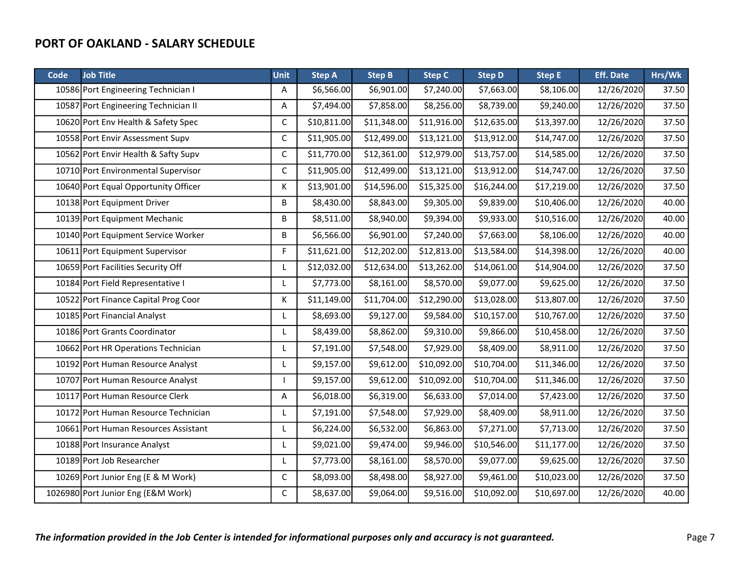## PORT OF OAKLAND - SALARY SCHEDULE

| Code | Job Title | Unit | Step A | Step B | Step C | Step D | Step E | Eff. Date | Hrs/Wk |
|---|---|---|---|---|---|---|---|---|---|
| 10586 | Port Engineering Technician I | A | $6,566.00 | $6,901.00 | $7,240.00 | $7,663.00 | $8,106.00 | 12/26/2020 | 37.50 |
| 10587 | Port Engineering Technician II | A | $7,494.00 | $7,858.00 | $8,256.00 | $8,739.00 | $9,240.00 | 12/26/2020 | 37.50 |
| 10620 | Port Env Health & Safety Spec | C | $10,811.00 | $11,348.00 | $11,916.00 | $12,635.00 | $13,397.00 | 12/26/2020 | 37.50 |
| 10558 | Port Envir Assessment Supv | C | $11,905.00 | $12,499.00 | $13,121.00 | $13,912.00 | $14,747.00 | 12/26/2020 | 37.50 |
| 10562 | Port Envir Health & Safty Supv | C | $11,770.00 | $12,361.00 | $12,979.00 | $13,757.00 | $14,585.00 | 12/26/2020 | 37.50 |
| 10710 | Port Environmental Supervisor | C | $11,905.00 | $12,499.00 | $13,121.00 | $13,912.00 | $14,747.00 | 12/26/2020 | 37.50 |
| 10640 | Port Equal Opportunity Officer | K | $13,901.00 | $14,596.00 | $15,325.00 | $16,244.00 | $17,219.00 | 12/26/2020 | 37.50 |
| 10138 | Port Equipment Driver | B | $8,430.00 | $8,843.00 | $9,305.00 | $9,839.00 | $10,406.00 | 12/26/2020 | 40.00 |
| 10139 | Port Equipment Mechanic | B | $8,511.00 | $8,940.00 | $9,394.00 | $9,933.00 | $10,516.00 | 12/26/2020 | 40.00 |
| 10140 | Port Equipment Service Worker | B | $6,566.00 | $6,901.00 | $7,240.00 | $7,663.00 | $8,106.00 | 12/26/2020 | 40.00 |
| 10611 | Port Equipment Supervisor | F | $11,621.00 | $12,202.00 | $12,813.00 | $13,584.00 | $14,398.00 | 12/26/2020 | 40.00 |
| 10659 | Port Facilities Security Off | L | $12,032.00 | $12,634.00 | $13,262.00 | $14,061.00 | $14,904.00 | 12/26/2020 | 37.50 |
| 10184 | Port Field Representative I | L | $7,773.00 | $8,161.00 | $8,570.00 | $9,077.00 | $9,625.00 | 12/26/2020 | 37.50 |
| 10522 | Port Finance Capital Prog Coor | K | $11,149.00 | $11,704.00 | $12,290.00 | $13,028.00 | $13,807.00 | 12/26/2020 | 37.50 |
| 10185 | Port Financial Analyst | L | $8,693.00 | $9,127.00 | $9,584.00 | $10,157.00 | $10,767.00 | 12/26/2020 | 37.50 |
| 10186 | Port Grants Coordinator | L | $8,439.00 | $8,862.00 | $9,310.00 | $9,866.00 | $10,458.00 | 12/26/2020 | 37.50 |
| 10662 | Port HR Operations Technician | L | $7,191.00 | $7,548.00 | $7,929.00 | $8,409.00 | $8,911.00 | 12/26/2020 | 37.50 |
| 10192 | Port Human Resource Analyst | L | $9,157.00 | $9,612.00 | $10,092.00 | $10,704.00 | $11,346.00 | 12/26/2020 | 37.50 |
| 10707 | Port Human Resource Analyst | I | $9,157.00 | $9,612.00 | $10,092.00 | $10,704.00 | $11,346.00 | 12/26/2020 | 37.50 |
| 10117 | Port Human Resource Clerk | A | $6,018.00 | $6,319.00 | $6,633.00 | $7,014.00 | $7,423.00 | 12/26/2020 | 37.50 |
| 10172 | Port Human Resource Technician | L | $7,191.00 | $7,548.00 | $7,929.00 | $8,409.00 | $8,911.00 | 12/26/2020 | 37.50 |
| 10661 | Port Human Resources Assistant | L | $6,224.00 | $6,532.00 | $6,863.00 | $7,271.00 | $7,713.00 | 12/26/2020 | 37.50 |
| 10188 | Port Insurance Analyst | L | $9,021.00 | $9,474.00 | $9,946.00 | $10,546.00 | $11,177.00 | 12/26/2020 | 37.50 |
| 10189 | Port Job Researcher | L | $7,773.00 | $8,161.00 | $8,570.00 | $9,077.00 | $9,625.00 | 12/26/2020 | 37.50 |
| 10269 | Port Junior Eng (E & M Work) | C | $8,093.00 | $8,498.00 | $8,927.00 | $9,461.00 | $10,023.00 | 12/26/2020 | 37.50 |
| 1026980 | Port Junior Eng (E&M Work) | C | $8,637.00 | $9,064.00 | $9,516.00 | $10,092.00 | $10,697.00 | 12/26/2020 | 40.00 |

*The information provided in the Job Center is intended for informational purposes only and accuracy is not guaranteed.*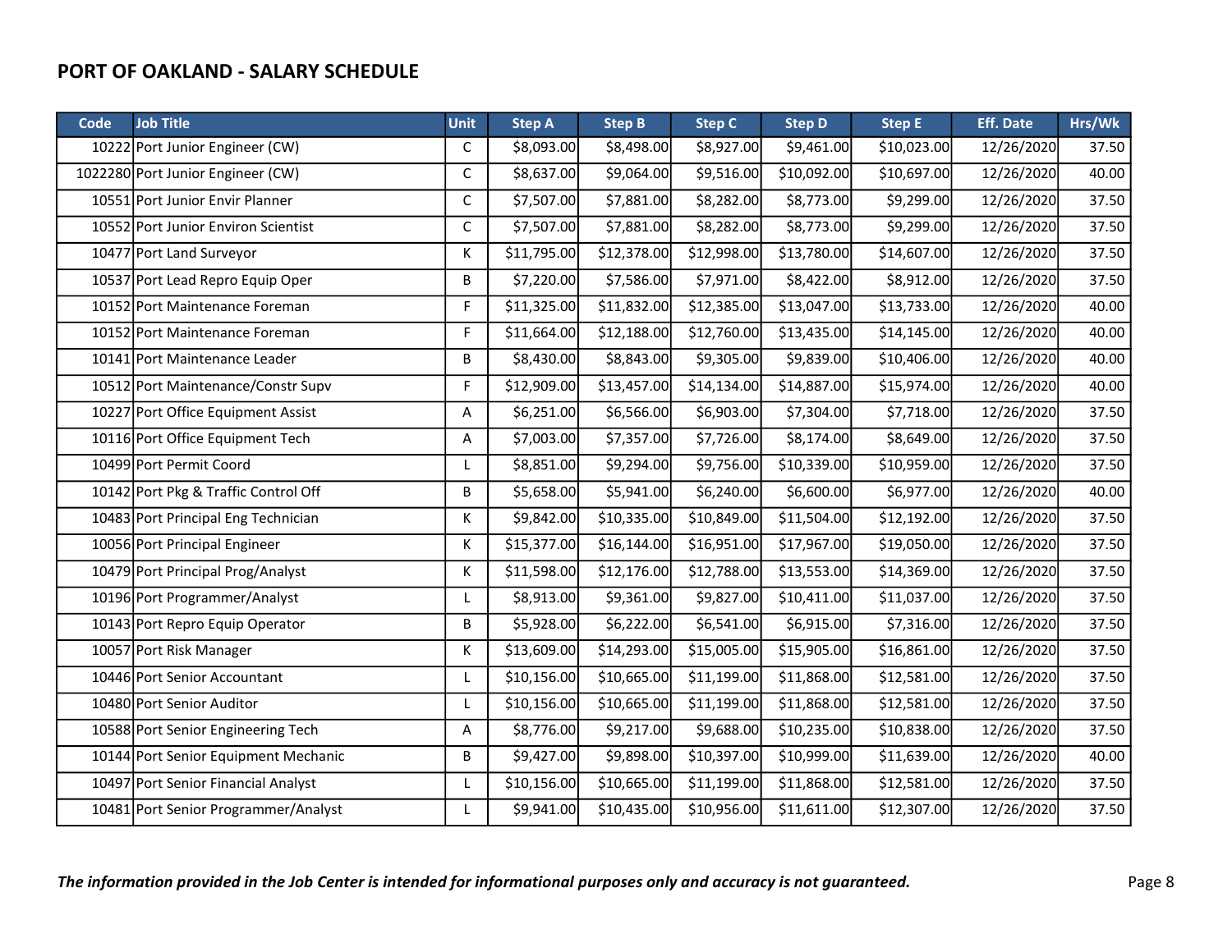## PORT OF OAKLAND - SALARY SCHEDULE

| Code | Job Title | Unit | Step A | Step B | Step C | Step D | Step E | Eff. Date | Hrs/Wk |
|---|---|---|---|---|---|---|---|---|---|
| 10222 | Port Junior Engineer (CW) | C | $8,093.00 | $8,498.00 | $8,927.00 | $9,461.00 | $10,023.00 | 12/26/2020 | 37.50 |
| 1022280 | Port Junior Engineer (CW) | C | $8,637.00 | $9,064.00 | $9,516.00 | $10,092.00 | $10,697.00 | 12/26/2020 | 40.00 |
| 10551 | Port Junior Envir Planner | C | $7,507.00 | $7,881.00 | $8,282.00 | $8,773.00 | $9,299.00 | 12/26/2020 | 37.50 |
| 10552 | Port Junior Environ Scientist | C | $7,507.00 | $7,881.00 | $8,282.00 | $8,773.00 | $9,299.00 | 12/26/2020 | 37.50 |
| 10477 | Port Land Surveyor | K | $11,795.00 | $12,378.00 | $12,998.00 | $13,780.00 | $14,607.00 | 12/26/2020 | 37.50 |
| 10537 | Port Lead Repro Equip Oper | B | $7,220.00 | $7,586.00 | $7,971.00 | $8,422.00 | $8,912.00 | 12/26/2020 | 37.50 |
| 10152 | Port Maintenance Foreman | F | $11,325.00 | $11,832.00 | $12,385.00 | $13,047.00 | $13,733.00 | 12/26/2020 | 40.00 |
| 10152 | Port Maintenance Foreman | F | $11,664.00 | $12,188.00 | $12,760.00 | $13,435.00 | $14,145.00 | 12/26/2020 | 40.00 |
| 10141 | Port Maintenance Leader | B | $8,430.00 | $8,843.00 | $9,305.00 | $9,839.00 | $10,406.00 | 12/26/2020 | 40.00 |
| 10512 | Port Maintenance/Constr Supv | F | $12,909.00 | $13,457.00 | $14,134.00 | $14,887.00 | $15,974.00 | 12/26/2020 | 40.00 |
| 10227 | Port Office Equipment Assist | A | $6,251.00 | $6,566.00 | $6,903.00 | $7,304.00 | $7,718.00 | 12/26/2020 | 37.50 |
| 10116 | Port Office Equipment Tech | A | $7,003.00 | $7,357.00 | $7,726.00 | $8,174.00 | $8,649.00 | 12/26/2020 | 37.50 |
| 10499 | Port Permit Coord | L | $8,851.00 | $9,294.00 | $9,756.00 | $10,339.00 | $10,959.00 | 12/26/2020 | 37.50 |
| 10142 | Port Pkg & Traffic Control Off | B | $5,658.00 | $5,941.00 | $6,240.00 | $6,600.00 | $6,977.00 | 12/26/2020 | 40.00 |
| 10483 | Port Principal Eng Technician | K | $9,842.00 | $10,335.00 | $10,849.00 | $11,504.00 | $12,192.00 | 12/26/2020 | 37.50 |
| 10056 | Port Principal Engineer | K | $15,377.00 | $16,144.00 | $16,951.00 | $17,967.00 | $19,050.00 | 12/26/2020 | 37.50 |
| 10479 | Port Principal Prog/Analyst | K | $11,598.00 | $12,176.00 | $12,788.00 | $13,553.00 | $14,369.00 | 12/26/2020 | 37.50 |
| 10196 | Port Programmer/Analyst | L | $8,913.00 | $9,361.00 | $9,827.00 | $10,411.00 | $11,037.00 | 12/26/2020 | 37.50 |
| 10143 | Port Repro Equip Operator | B | $5,928.00 | $6,222.00 | $6,541.00 | $6,915.00 | $7,316.00 | 12/26/2020 | 37.50 |
| 10057 | Port Risk Manager | K | $13,609.00 | $14,293.00 | $15,005.00 | $15,905.00 | $16,861.00 | 12/26/2020 | 37.50 |
| 10446 | Port Senior Accountant | L | $10,156.00 | $10,665.00 | $11,199.00 | $11,868.00 | $12,581.00 | 12/26/2020 | 37.50 |
| 10480 | Port Senior Auditor | L | $10,156.00 | $10,665.00 | $11,199.00 | $11,868.00 | $12,581.00 | 12/26/2020 | 37.50 |
| 10588 | Port Senior Engineering Tech | A | $8,776.00 | $9,217.00 | $9,688.00 | $10,235.00 | $10,838.00 | 12/26/2020 | 37.50 |
| 10144 | Port Senior Equipment Mechanic | B | $9,427.00 | $9,898.00 | $10,397.00 | $10,999.00 | $11,639.00 | 12/26/2020 | 40.00 |
| 10497 | Port Senior Financial Analyst | L | $10,156.00 | $10,665.00 | $11,199.00 | $11,868.00 | $12,581.00 | 12/26/2020 | 37.50 |
| 10481 | Port Senior Programmer/Analyst | L | $9,941.00 | $10,435.00 | $10,956.00 | $11,611.00 | $12,307.00 | 12/26/2020 | 37.50 |

*The information provided in the Job Center is intended for informational purposes only and accuracy is not guaranteed.*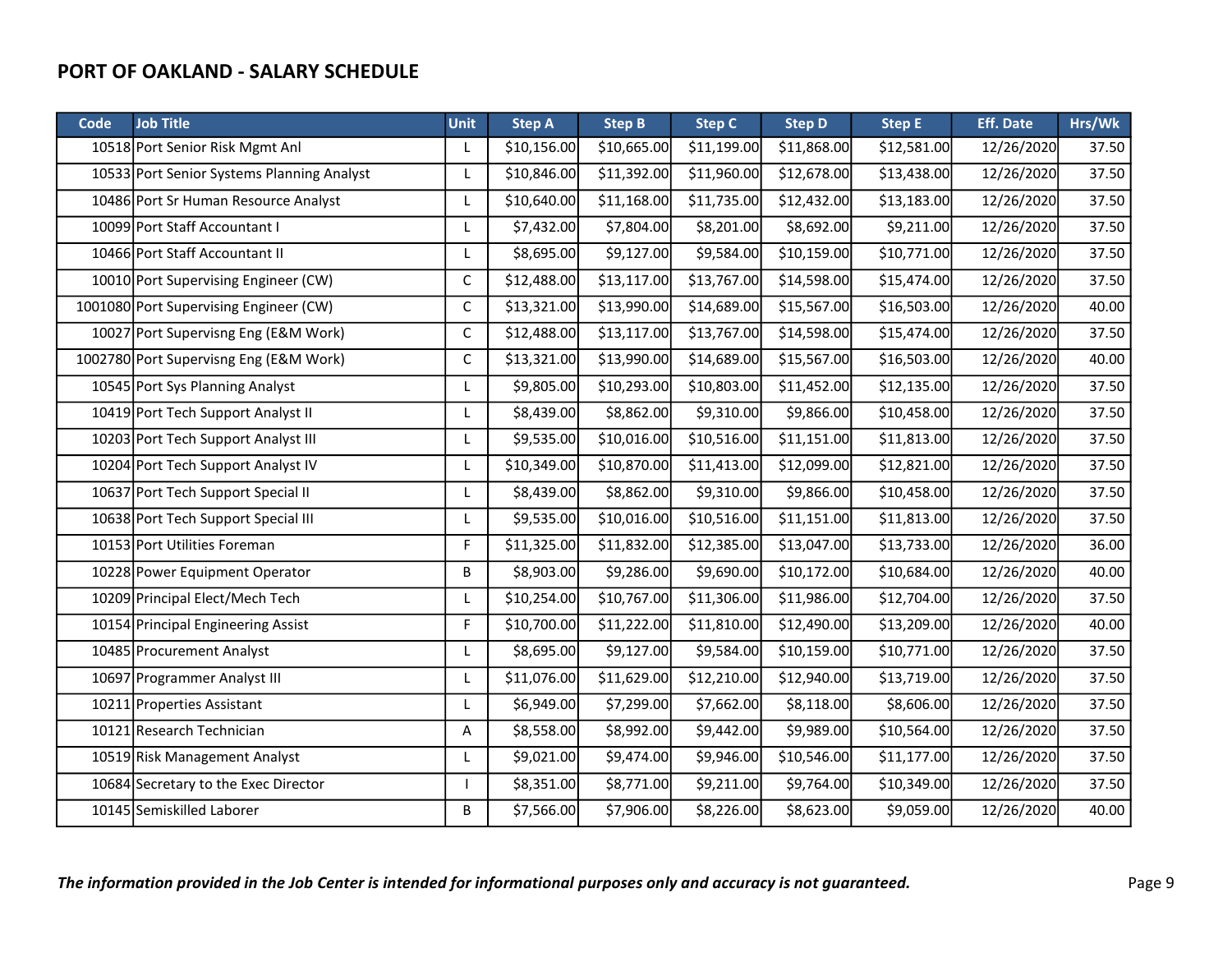## PORT OF OAKLAND - SALARY SCHEDULE

| Code | Job Title | Unit | Step A | Step B | Step C | Step D | Step E | Eff. Date | Hrs/Wk |
|---|---|---|---|---|---|---|---|---|---|
| 10518 | Port Senior Risk Mgmt Anl | L | $10,156.00 | $10,665.00 | $11,199.00 | $11,868.00 | $12,581.00 | 12/26/2020 | 37.50 |
| 10533 | Port Senior Systems Planning Analyst | L | $10,846.00 | $11,392.00 | $11,960.00 | $12,678.00 | $13,438.00 | 12/26/2020 | 37.50 |
| 10486 | Port Sr Human Resource Analyst | L | $10,640.00 | $11,168.00 | $11,735.00 | $12,432.00 | $13,183.00 | 12/26/2020 | 37.50 |
| 10099 | Port Staff Accountant I | L | $7,432.00 | $7,804.00 | $8,201.00 | $8,692.00 | $9,211.00 | 12/26/2020 | 37.50 |
| 10466 | Port Staff Accountant II | L | $8,695.00 | $9,127.00 | $9,584.00 | $10,159.00 | $10,771.00 | 12/26/2020 | 37.50 |
| 10010 | Port Supervising Engineer (CW) | C | $12,488.00 | $13,117.00 | $13,767.00 | $14,598.00 | $15,474.00 | 12/26/2020 | 37.50 |
| 1001080 | Port Supervising Engineer (CW) | C | $13,321.00 | $13,990.00 | $14,689.00 | $15,567.00 | $16,503.00 | 12/26/2020 | 40.00 |
| 10027 | Port Supervisng Eng (E&M Work) | C | $12,488.00 | $13,117.00 | $13,767.00 | $14,598.00 | $15,474.00 | 12/26/2020 | 37.50 |
| 1002780 | Port Supervisng Eng (E&M Work) | C | $13,321.00 | $13,990.00 | $14,689.00 | $15,567.00 | $16,503.00 | 12/26/2020 | 40.00 |
| 10545 | Port Sys Planning Analyst | L | $9,805.00 | $10,293.00 | $10,803.00 | $11,452.00 | $12,135.00 | 12/26/2020 | 37.50 |
| 10419 | Port Tech Support Analyst II | L | $8,439.00 | $8,862.00 | $9,310.00 | $9,866.00 | $10,458.00 | 12/26/2020 | 37.50 |
| 10203 | Port Tech Support Analyst III | L | $9,535.00 | $10,016.00 | $10,516.00 | $11,151.00 | $11,813.00 | 12/26/2020 | 37.50 |
| 10204 | Port Tech Support Analyst IV | L | $10,349.00 | $10,870.00 | $11,413.00 | $12,099.00 | $12,821.00 | 12/26/2020 | 37.50 |
| 10637 | Port Tech Support Special II | L | $8,439.00 | $8,862.00 | $9,310.00 | $9,866.00 | $10,458.00 | 12/26/2020 | 37.50 |
| 10638 | Port Tech Support Special III | L | $9,535.00 | $10,016.00 | $10,516.00 | $11,151.00 | $11,813.00 | 12/26/2020 | 37.50 |
| 10153 | Port Utilities Foreman | F | $11,325.00 | $11,832.00 | $12,385.00 | $13,047.00 | $13,733.00 | 12/26/2020 | 36.00 |
| 10228 | Power Equipment Operator | B | $8,903.00 | $9,286.00 | $9,690.00 | $10,172.00 | $10,684.00 | 12/26/2020 | 40.00 |
| 10209 | Principal Elect/Mech Tech | L | $10,254.00 | $10,767.00 | $11,306.00 | $11,986.00 | $12,704.00 | 12/26/2020 | 37.50 |
| 10154 | Principal Engineering Assist | F | $10,700.00 | $11,222.00 | $11,810.00 | $12,490.00 | $13,209.00 | 12/26/2020 | 40.00 |
| 10485 | Procurement Analyst | L | $8,695.00 | $9,127.00 | $9,584.00 | $10,159.00 | $10,771.00 | 12/26/2020 | 37.50 |
| 10697 | Programmer Analyst III | L | $11,076.00 | $11,629.00 | $12,210.00 | $12,940.00 | $13,719.00 | 12/26/2020 | 37.50 |
| 10211 | Properties Assistant | L | $6,949.00 | $7,299.00 | $7,662.00 | $8,118.00 | $8,606.00 | 12/26/2020 | 37.50 |
| 10121 | Research Technician | A | $8,558.00 | $8,992.00 | $9,442.00 | $9,989.00 | $10,564.00 | 12/26/2020 | 37.50 |
| 10519 | Risk Management Analyst | L | $9,021.00 | $9,474.00 | $9,946.00 | $10,546.00 | $11,177.00 | 12/26/2020 | 37.50 |
| 10684 | Secretary to the Exec Director | I | $8,351.00 | $8,771.00 | $9,211.00 | $9,764.00 | $10,349.00 | 12/26/2020 | 37.50 |
| 10145 | Semiskilled Laborer | B | $7,566.00 | $7,906.00 | $8,226.00 | $8,623.00 | $9,059.00 | 12/26/2020 | 40.00 |

*The information provided in the Job Center is intended for informational purposes only and accuracy is not guaranteed.*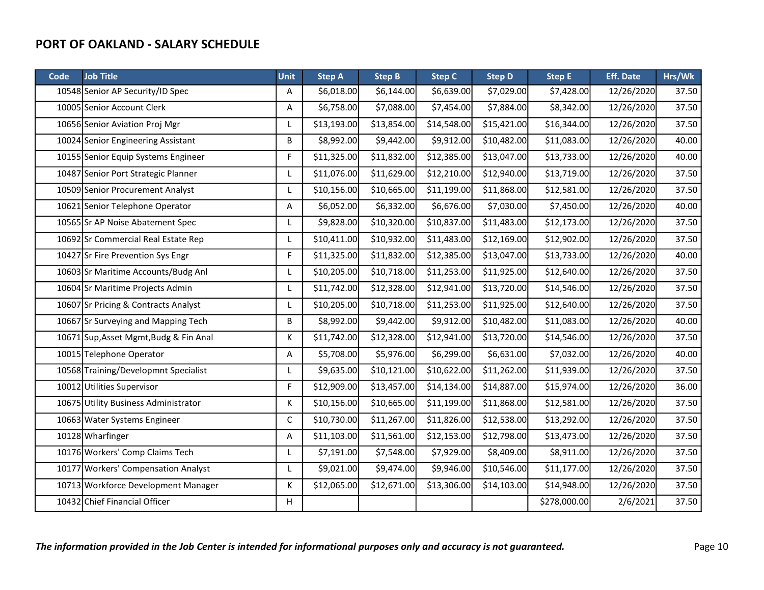# PORT OF OAKLAND - SALARY SCHEDULE

| Code | Job Title | Unit | Step A | Step B | Step C | Step D | Step E | Eff. Date | Hrs/Wk |
|---|---|---|---|---|---|---|---|---|---|
| 10548 | Senior AP Security/ID Spec | A | $6,018.00 | $6,144.00 | $6,639.00 | $7,029.00 | $7,428.00 | 12/26/2020 | 37.50 |
| 10005 | Senior Account Clerk | A | $6,758.00 | $7,088.00 | $7,454.00 | $7,884.00 | $8,342.00 | 12/26/2020 | 37.50 |
| 10656 | Senior Aviation Proj Mgr | L | $13,193.00 | $13,854.00 | $14,548.00 | $15,421.00 | $16,344.00 | 12/26/2020 | 37.50 |
| 10024 | Senior Engineering Assistant | B | $8,992.00 | $9,442.00 | $9,912.00 | $10,482.00 | $11,083.00 | 12/26/2020 | 40.00 |
| 10155 | Senior Equip Systems Engineer | F | $11,325.00 | $11,832.00 | $12,385.00 | $13,047.00 | $13,733.00 | 12/26/2020 | 40.00 |
| 10487 | Senior Port Strategic Planner | L | $11,076.00 | $11,629.00 | $12,210.00 | $12,940.00 | $13,719.00 | 12/26/2020 | 37.50 |
| 10509 | Senior Procurement Analyst | L | $10,156.00 | $10,665.00 | $11,199.00 | $11,868.00 | $12,581.00 | 12/26/2020 | 37.50 |
| 10621 | Senior Telephone Operator | A | $6,052.00 | $6,332.00 | $6,676.00 | $7,030.00 | $7,450.00 | 12/26/2020 | 40.00 |
| 10565 | Sr AP Noise Abatement Spec | L | $9,828.00 | $10,320.00 | $10,837.00 | $11,483.00 | $12,173.00 | 12/26/2020 | 37.50 |
| 10692 | Sr Commercial Real Estate Rep | L | $10,411.00 | $10,932.00 | $11,483.00 | $12,169.00 | $12,902.00 | 12/26/2020 | 37.50 |
| 10427 | Sr Fire Prevention Sys Engr | F | $11,325.00 | $11,832.00 | $12,385.00 | $13,047.00 | $13,733.00 | 12/26/2020 | 40.00 |
| 10603 | Sr Maritime Accounts/Budg Anl | L | $10,205.00 | $10,718.00 | $11,253.00 | $11,925.00 | $12,640.00 | 12/26/2020 | 37.50 |
| 10604 | Sr Maritime Projects Admin | L | $11,742.00 | $12,328.00 | $12,941.00 | $13,720.00 | $14,546.00 | 12/26/2020 | 37.50 |
| 10607 | Sr Pricing & Contracts Analyst | L | $10,205.00 | $10,718.00 | $11,253.00 | $11,925.00 | $12,640.00 | 12/26/2020 | 37.50 |
| 10667 | Sr Surveying and Mapping Tech | B | $8,992.00 | $9,442.00 | $9,912.00 | $10,482.00 | $11,083.00 | 12/26/2020 | 40.00 |
| 10671 | Sup,Asset Mgmt,Budg & Fin Anal | K | $11,742.00 | $12,328.00 | $12,941.00 | $13,720.00 | $14,546.00 | 12/26/2020 | 37.50 |
| 10015 | Telephone Operator | A | $5,708.00 | $5,976.00 | $6,299.00 | $6,631.00 | $7,032.00 | 12/26/2020 | 40.00 |
| 10568 | Training/Developmnt Specialist | L | $9,635.00 | $10,121.00 | $10,622.00 | $11,262.00 | $11,939.00 | 12/26/2020 | 37.50 |
| 10012 | Utilities Supervisor | F | $12,909.00 | $13,457.00 | $14,134.00 | $14,887.00 | $15,974.00 | 12/26/2020 | 36.00 |
| 10675 | Utility Business Administrator | K | $10,156.00 | $10,665.00 | $11,199.00 | $11,868.00 | $12,581.00 | 12/26/2020 | 37.50 |
| 10663 | Water Systems Engineer | C | $10,730.00 | $11,267.00 | $11,826.00 | $12,538.00 | $13,292.00 | 12/26/2020 | 37.50 |
| 10128 | Wharfinger | A | $11,103.00 | $11,561.00 | $12,153.00 | $12,798.00 | $13,473.00 | 12/26/2020 | 37.50 |
| 10176 | Workers' Comp Claims Tech | L | $7,191.00 | $7,548.00 | $7,929.00 | $8,409.00 | $8,911.00 | 12/26/2020 | 37.50 |
| 10177 | Workers' Compensation Analyst | L | $9,021.00 | $9,474.00 | $9,946.00 | $10,546.00 | $11,177.00 | 12/26/2020 | 37.50 |
| 10713 | Workforce Development Manager | K | $12,065.00 | $12,671.00 | $13,306.00 | $14,103.00 | $14,948.00 | 12/26/2020 | 37.50 |
| 10432 | Chief Financial Officer | H | | | | | $278,000.00 | 2/6/2021 | 37.50 |

*The information provided in the Job Center is intended for informational purposes only and accuracy is not guaranteed.*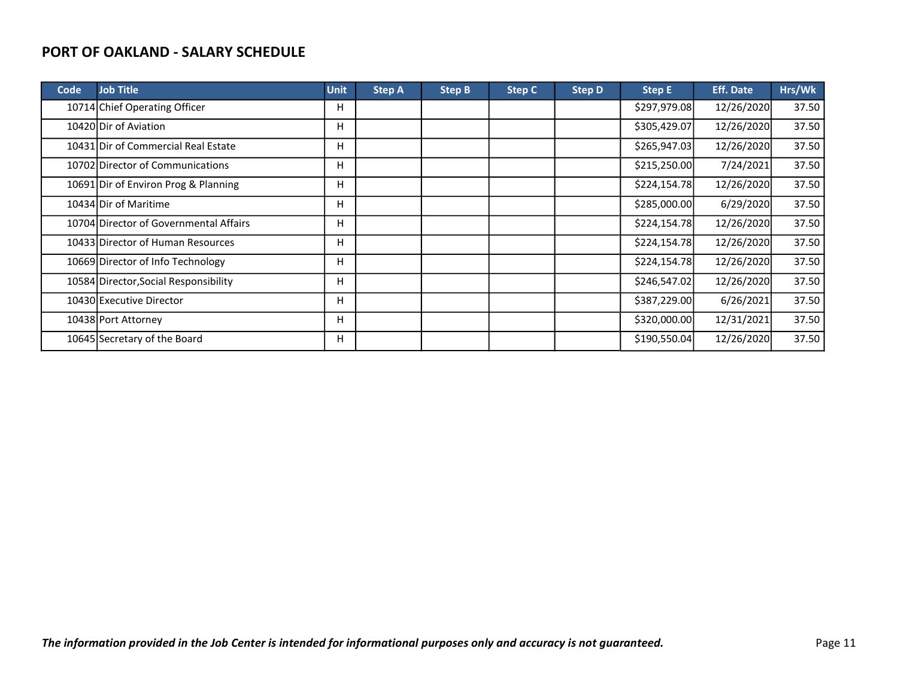## PORT OF OAKLAND - SALARY SCHEDULE

| Code | Job Title | Unit | Step A | Step B | Step C | Step D | Step E | Eff. Date | Hrs/Wk |
|---|---|---|---|---|---|---|---|---|---|
| 10714 | Chief Operating Officer | H | | | | | $297,979.08 | 12/26/2020 | 37.50 |
| 10420 | Dir of Aviation | H | | | | | $305,429.07 | 12/26/2020 | 37.50 |
| 10431 | Dir of Commercial Real Estate | H | | | | | $265,947.03 | 12/26/2020 | 37.50 |
| 10702 | Director of Communications | H | | | | | $215,250.00 | 7/24/2021 | 37.50 |
| 10691 | Dir of Environ Prog & Planning | H | | | | | $224,154.78 | 12/26/2020 | 37.50 |
| 10434 | Dir of Maritime | H | | | | | $285,000.00 | 6/29/2020 | 37.50 |
| 10704 | Director of Governmental Affairs | H | | | | | $224,154.78 | 12/26/2020 | 37.50 |
| 10433 | Director of Human Resources | H | | | | | $224,154.78 | 12/26/2020 | 37.50 |
| 10669 | Director of Info Technology | H | | | | | $224,154.78 | 12/26/2020 | 37.50 |
| 10584 | Director,Social Responsibility | H | | | | | $246,547.02 | 12/26/2020 | 37.50 |
| 10430 | Executive Director | H | | | | | $387,229.00 | 6/26/2021 | 37.50 |
| 10438 | Port Attorney | H | | | | | $320,000.00 | 12/31/2021 | 37.50 |
| 10645 | Secretary of the Board | H | | | | | $190,550.04 | 12/26/2020 | 37.50 |

***The information provided in the Job Center is intended for informational purposes only and accuracy is not guaranteed.***